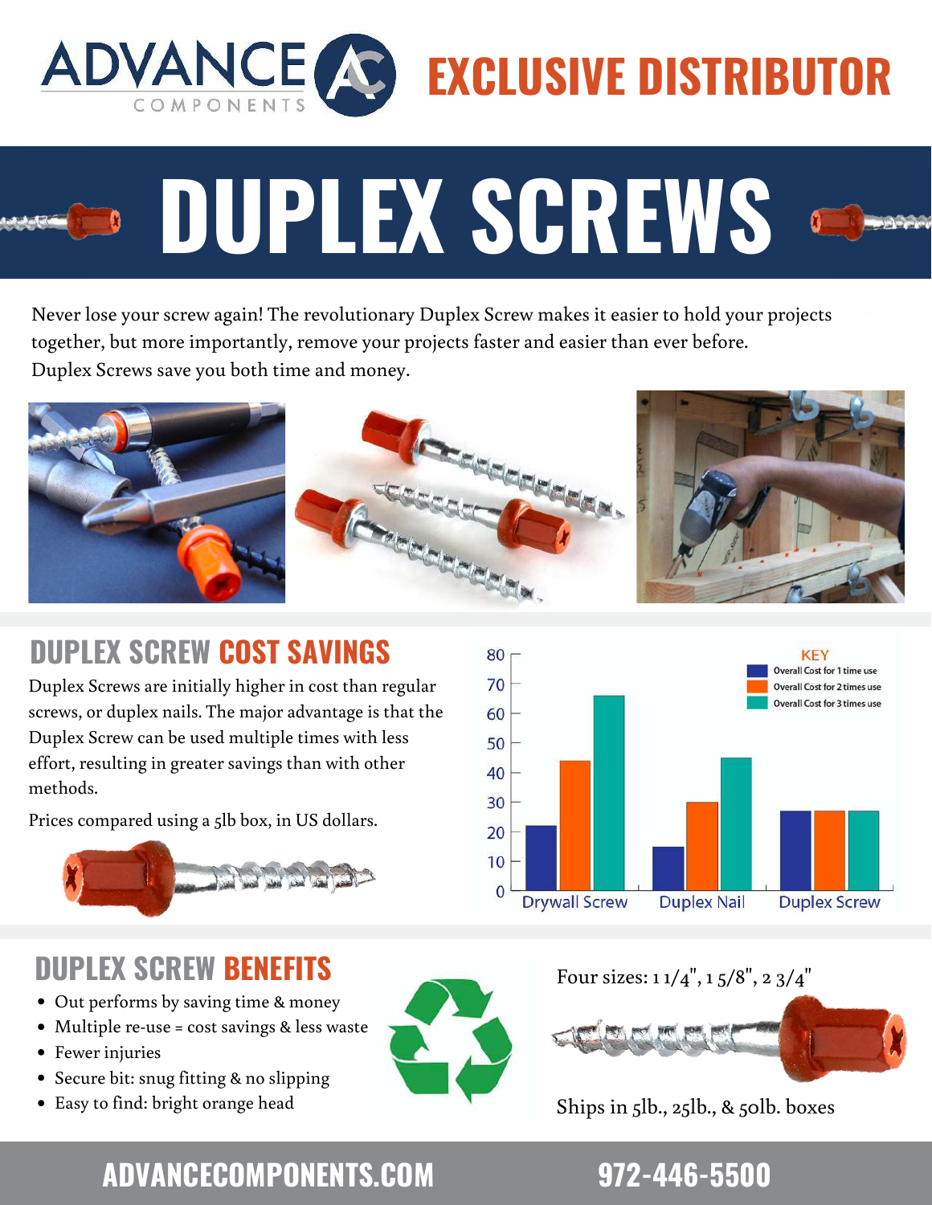# ADVANCE COMPONENTS

## EXCLUSIVE DISTRIBUTOR

# DUPLEX SCREWS

Never lose your screw again! The revolutionary Duplex Screw makes it easier to hold your projects together, but more importantly, remove your projects faster and easier than ever before. Duplex Screws save you both time and money.

## DUPLEX SCREW COST SAVINGS

Duplex Screws are initially higher in cost than regular screws, or duplex nails. The major advantage is that the Duplex Screw can be used multiple times with less effort, resulting in greater savings than with other methods.

Prices compared using a 5lb box, in US dollars.

KEY

- Overall Cost for 1 time use
- Overall Cost for 2 times use
- Overall Cost for 3 times use

| | Overall Cost for 1 time use | Overall Cost for 2 times use | Overall Cost for 3 times use |
|---|---|---|---|
| Drywall Screw | 22 | 44 | 66 |
| Duplex Nail | 15 | 30 | 45 |
| Duplex Screw | 27 | 27 | 27 |

## DUPLEX SCREW BENEFITS

- Out performs by saving time & money
- Multiple re-use = cost savings & less waste
- Fewer injuries
- Secure bit: snug fitting & no slipping
- Easy to find: bright orange head

Four sizes: 1 1/4", 1 5/8", 2 3/4"

Ships in 5lb., 25lb., & 50lb. boxes

ADVANCECOMPONENTS.COM

972-446-5500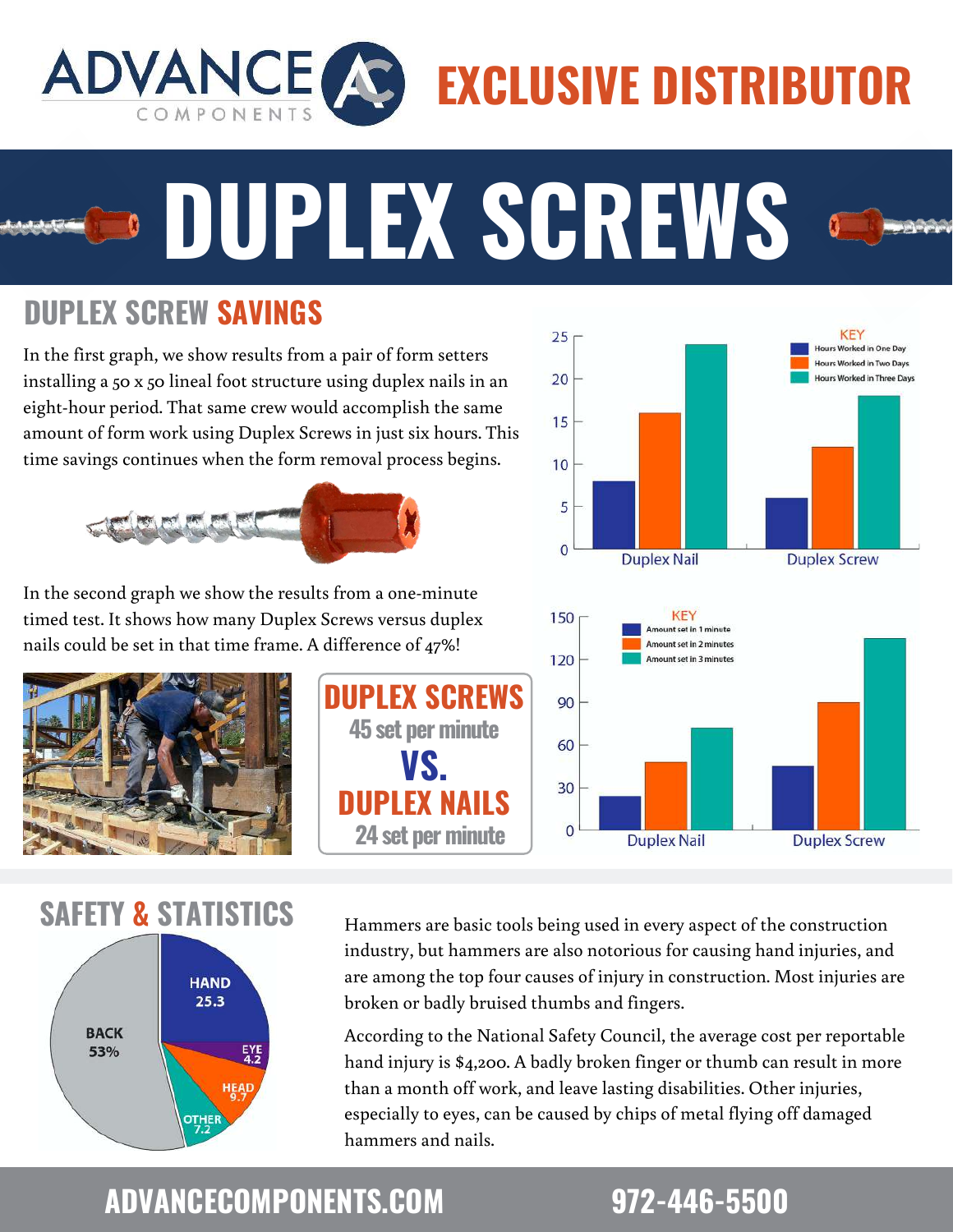ADVANCE COMPONENTS

# EXCLUSIVE DISTRIBUTOR

# DUPLEX SCREWS

## DUPLEX SCREW SAVINGS

In the first graph, we show results from a pair of form setters installing a 50 x 50 lineal foot structure using duplex nails in an eight-hour period. That same crew would accomplish the same amount of form work using Duplex Screws in just six hours. This time savings continues when the form removal process begins.

25
20
15
10
5
0
KEY
Hours Worked in One Day
Hours Worked in Two Days
Hours Worked in Three Days
Duplex Nail
Duplex Screw

In the second graph we show the results from a one-minute timed test. It shows how many Duplex Screws versus duplex nails could be set in that time frame. A difference of 47%!

**DUPLEX SCREWS**
45 set per minute
**VS.**
**DUPLEX NAILS**
24 set per minute

150
120
90
60
30
0
KEY
Amount set in 1 minute
Amount set in 2 minutes
Amount set in 3 minutes
Duplex Nail
Duplex Screw

## SAFETY & STATISTICS

HAND 25.3
EYE 4.2
HEAD 9.7
OTHER 7.2
BACK 53%

Hammers are basic tools being used in every aspect of the construction industry, but hammers are also notorious for causing hand injuries, and are among the top four causes of injury in construction. Most injuries are broken or badly bruised thumbs and fingers.

According to the National Safety Council, the average cost per reportable hand injury is $4,200. A badly broken finger or thumb can result in more than a month off work, and leave lasting disabilities. Other injuries, especially to eyes, can be caused by chips of metal flying off damaged hammers and nails.

**ADVANCECOMPONENTS.COM** **972-446-5500**